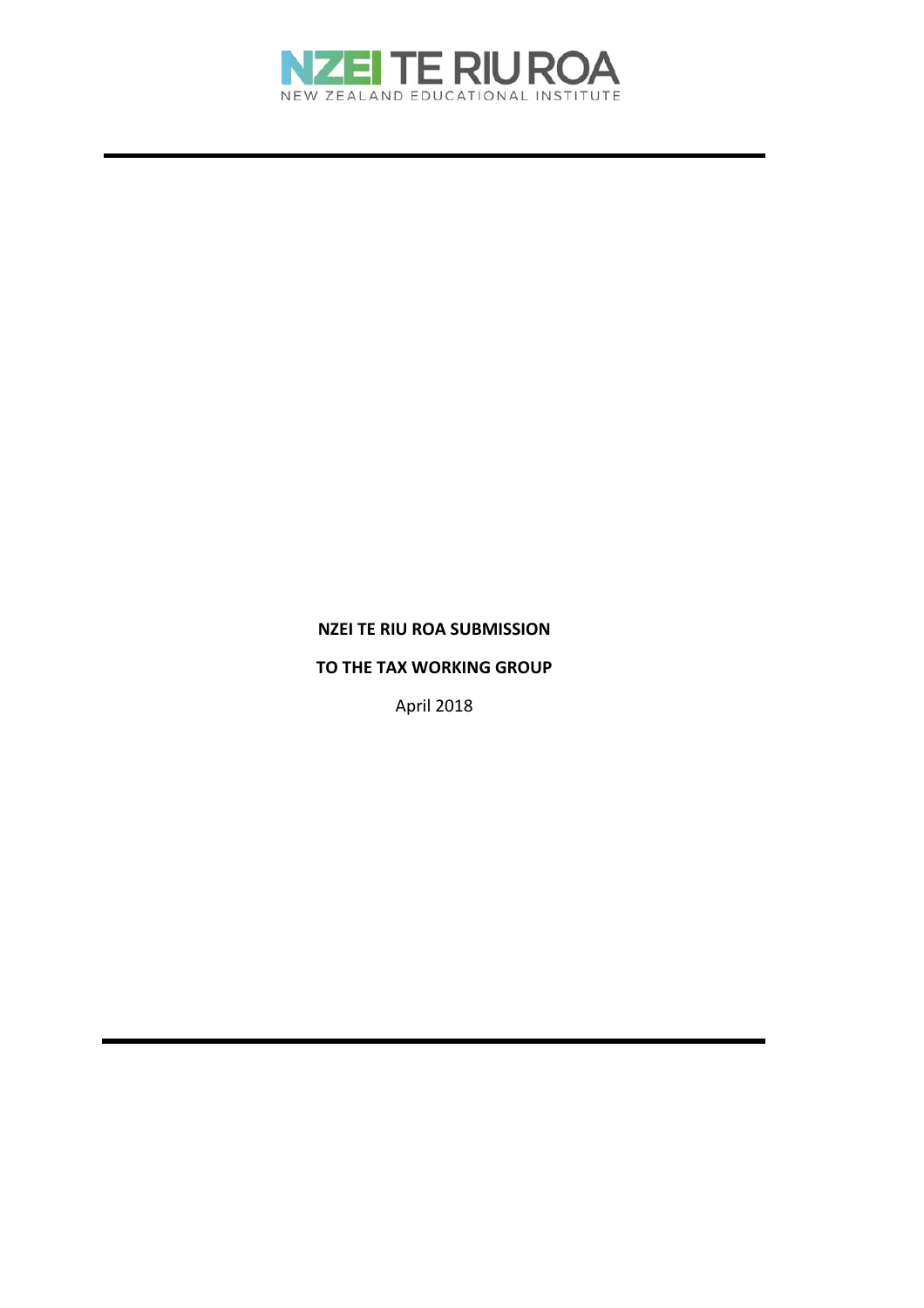NZEI TE RIU ROA

NEW ZEALAND EDUCATIONAL INSTITUTE

---

**NZEI TE RIU ROA SUBMISSION**

**TO THE TAX WORKING GROUP**

April 2018

---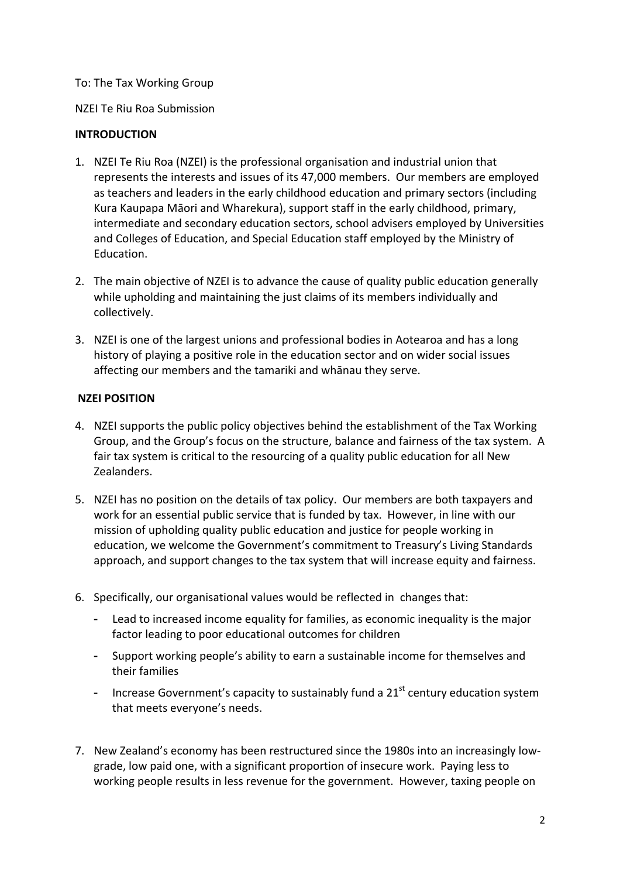To: The Tax Working Group

NZEI Te Riu Roa Submission

**INTRODUCTION**

1. NZEI Te Riu Roa (NZEI) is the professional organisation and industrial union that represents the interests and issues of its 47,000 members. Our members are employed as teachers and leaders in the early childhood education and primary sectors (including Kura Kaupapa Māori and Wharekura), support staff in the early childhood, primary, intermediate and secondary education sectors, school advisers employed by Universities and Colleges of Education, and Special Education staff employed by the Ministry of Education.

2. The main objective of NZEI is to advance the cause of quality public education generally while upholding and maintaining the just claims of its members individually and collectively.

3. NZEI is one of the largest unions and professional bodies in Aotearoa and has a long history of playing a positive role in the education sector and on wider social issues affecting our members and the tamariki and whānau they serve.

**NZEI POSITION**

4. NZEI supports the public policy objectives behind the establishment of the Tax Working Group, and the Group's focus on the structure, balance and fairness of the tax system. A fair tax system is critical to the resourcing of a quality public education for all New Zealanders.

5. NZEI has no position on the details of tax policy. Our members are both taxpayers and work for an essential public service that is funded by tax. However, in line with our mission of upholding quality public education and justice for people working in education, we welcome the Government's commitment to Treasury's Living Standards approach, and support changes to the tax system that will increase equity and fairness.

6. Specifically, our organisational values would be reflected in changes that:
   - Lead to increased income equality for families, as economic inequality is the major factor leading to poor educational outcomes for children
   - Support working people's ability to earn a sustainable income for themselves and their families
   - Increase Government's capacity to sustainably fund a 21st century education system that meets everyone's needs.

7. New Zealand's economy has been restructured since the 1980s into an increasingly low-grade, low paid one, with a significant proportion of insecure work. Paying less to working people results in less revenue for the government. However, taxing people on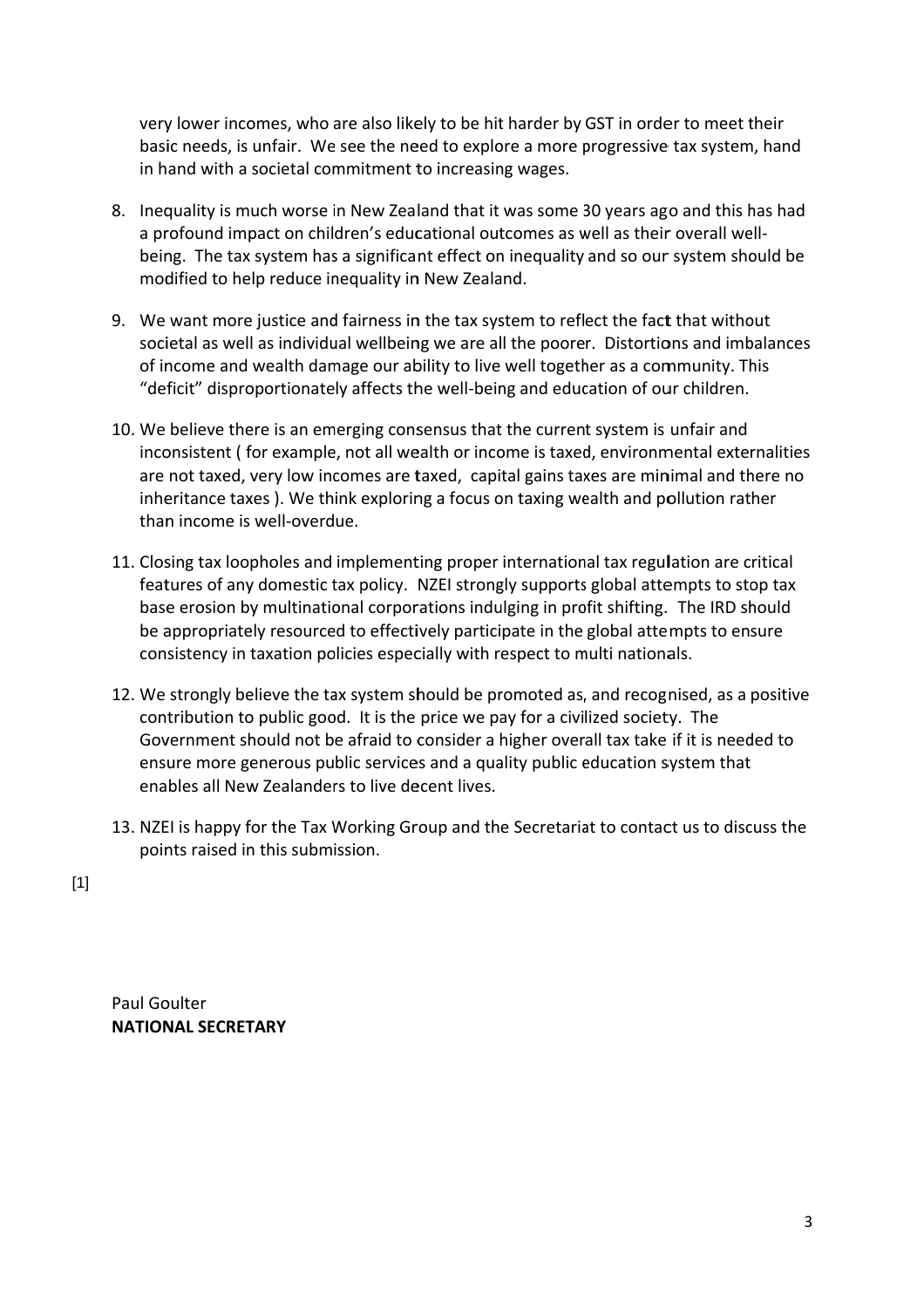very lower incomes, who are also likely to be hit harder by GST in order to meet their basic needs, is unfair. We see the need to explore a more progressive tax system, hand in hand with a societal commitment to increasing wages.

8. Inequality is much worse in New Zealand that it was some 30 years ago and this has had a profound impact on children's educational outcomes as well as their overall well-being. The tax system has a significant effect on inequality and so our system should be modified to help reduce inequality in New Zealand.

9. We want more justice and fairness in the tax system to reflect the fact that without societal as well as individual wellbeing we are all the poorer. Distortions and imbalances of income and wealth damage our ability to live well together as a community. This "deficit" disproportionately affects the well-being and education of our children.

10. We believe there is an emerging consensus that the current system is unfair and inconsistent ( for example, not all wealth or income is taxed, environmental externalities are not taxed, very low incomes are taxed, capital gains taxes are minimal and there no inheritance taxes ). We think exploring a focus on taxing wealth and pollution rather than income is well-overdue.

11. Closing tax loopholes and implementing proper international tax regulation are critical features of any domestic tax policy. NZEI strongly supports global attempts to stop tax base erosion by multinational corporations indulging in profit shifting. The IRD should be appropriately resourced to effectively participate in the global attempts to ensure consistency in taxation policies especially with respect to multi nationals.

12. We strongly believe the tax system should be promoted as, and recognised, as a positive contribution to public good. It is the price we pay for a civilized society. The Government should not be afraid to consider a higher overall tax take if it is needed to ensure more generous public services and a quality public education system that enables all New Zealanders to live decent lives.

13. NZEI is happy for the Tax Working Group and the Secretariat to contact us to discuss the points raised in this submission.

[1]

Paul Goulter
**NATIONAL SECRETARY**